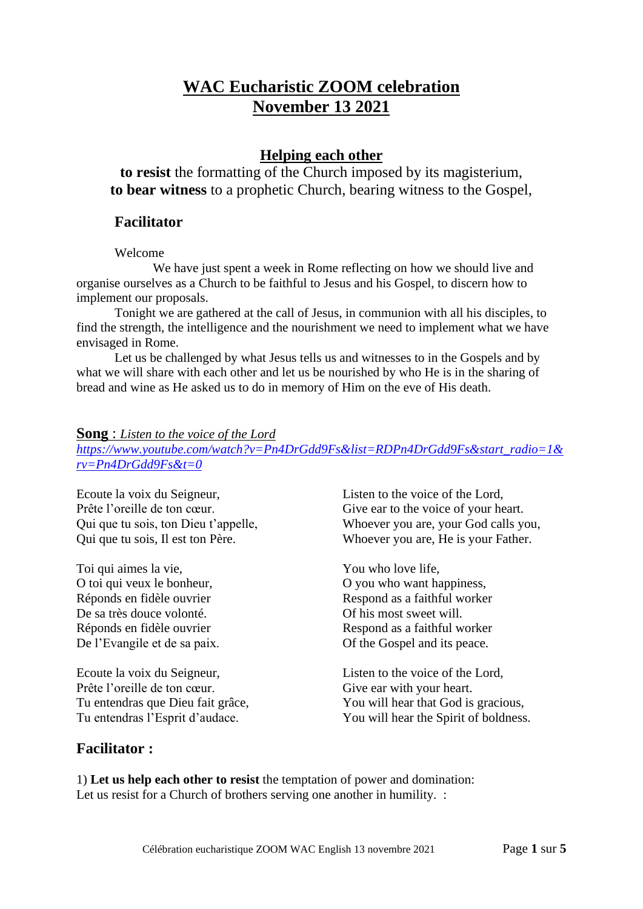# WAC Eucharistic ZOOM celebration
# November 13 2021

## Helping each other

**to resist** the formatting of the Church imposed by its magisterium,
**to bear witness** to a prophetic Church, bearing witness to the Gospel,

### Facilitator

Welcome

We have just spent a week in Rome reflecting on how we should live and organise ourselves as a Church to be faithful to Jesus and his Gospel, to discern how to implement our proposals.

Tonight we are gathered at the call of Jesus, in communion with all his disciples, to find the strength, the intelligence and the nourishment we need to implement what we have envisaged in Rome.

Let us be challenged by what Jesus tells us and witnesses to in the Gospels and by what we will share with each other and let us be nourished by who He is in the sharing of bread and wine as He asked us to do in memory of Him on the eve of His death.

**Song** : *Listen to the voice of the Lord*
*https://www.youtube.com/watch?v=Pn4DrGdd9Fs&list=RDPn4DrGdd9Fs&start_radio=1&rv=Pn4DrGdd9Fs&t=0*

Ecoute la voix du Seigneur,
Prête l'oreille de ton cœur.
Qui que tu sois, ton Dieu t'appelle,
Qui que tu sois, Il est ton Père.

Toi qui aimes la vie,
O toi qui veux le bonheur,
Réponds en fidèle ouvrier
De sa très douce volonté.
Réponds en fidèle ouvrier
De l'Evangile et de sa paix.

Ecoute la voix du Seigneur,
Prête l'oreille de ton cœur.
Tu entendras que Dieu fait grâce,
Tu entendras l'Esprit d'audace.

Listen to the voice of the Lord,
Give ear to the voice of your heart.
Whoever you are, your God calls you,
Whoever you are, He is your Father.

You who love life,
O you who want happiness,
Respond as a faithful worker
Of his most sweet will.
Respond as a faithful worker
Of the Gospel and its peace.

Listen to the voice of the Lord,
Give ear with your heart.
You will hear that God is gracious,
You will hear the Spirit of boldness.

### Facilitator :

1) **Let us help each other to resist** the temptation of power and domination:
Let us resist for a Church of brothers serving one another in humility. :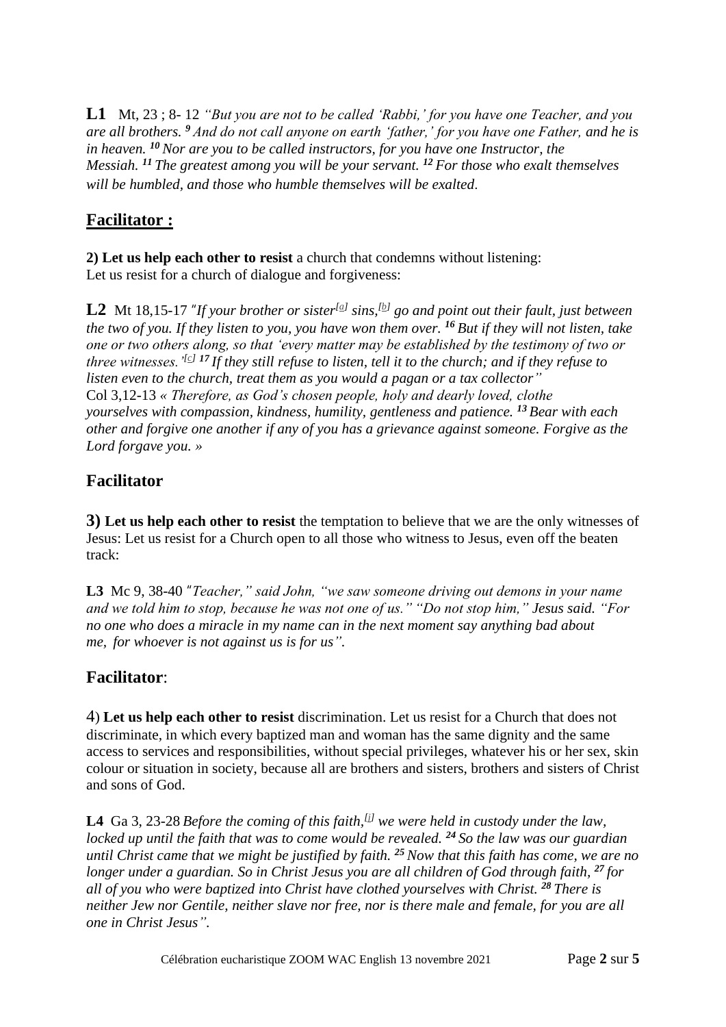**L1** Mt, 23 ; 8- 12 *"But you are not to be called 'Rabbi,' for you have one Teacher, and you are all brothers. 9 And do not call anyone on earth 'father,' for you have one Father, and he is in heaven. 10 Nor are you to be called instructors, for you have one Instructor, the Messiah. 11 The greatest among you will be your servant. 12 For those who exalt themselves will be humbled, and those who humble themselves will be exalted.*

## Facilitator :

**2) Let us help each other to resist** a church that condemns without listening:
Let us resist for a church of dialogue and forgiveness:

**L2** Mt 18,15-17 *"If your brother or sister[a] sins,[b] go and point out their fault, just between the two of you. If they listen to you, you have won them over. 16 But if they will not listen, take one or two others along, so that 'every matter may be established by the testimony of two or three witnesses.'[c] 17 If they still refuse to listen, tell it to the church; and if they refuse to listen even to the church, treat them as you would a pagan or a tax collector"*
Col 3,12-13 *« Therefore, as God's chosen people, holy and dearly loved, clothe yourselves with compassion, kindness, humility, gentleness and patience. 13 Bear with each other and forgive one another if any of you has a grievance against someone. Forgive as the Lord forgave you. »*

## Facilitator

**3) Let us help each other to resist** the temptation to believe that we are the only witnesses of Jesus: Let us resist for a Church open to all those who witness to Jesus, even off the beaten track:

**L3** Mc 9, 38-40 *"Teacher," said John, "we saw someone driving out demons in your name and we told him to stop, because he was not one of us." "Do not stop him," Jesus said. "For no one who does a miracle in my name can in the next moment say anything bad about me, for whoever is not against us is for us".*

## Facilitator:

4) **Let us help each other to resist** discrimination. Let us resist for a Church that does not discriminate, in which every baptized man and woman has the same dignity and the same access to services and responsibilities, without special privileges, whatever his or her sex, skin colour or situation in society, because all are brothers and sisters, brothers and sisters of Christ and sons of God.

**L4** Ga 3, 23-28 *Before the coming of this faith,[j] we were held in custody under the law, locked up until the faith that was to come would be revealed. 24 So the law was our guardian until Christ came that we might be justified by faith. 25 Now that this faith has come, we are no longer under a guardian. So in Christ Jesus you are all children of God through faith, 27 for all of you who were baptized into Christ have clothed yourselves with Christ. 28 There is neither Jew nor Gentile, neither slave nor free, nor is there male and female, for you are all one in Christ Jesus".*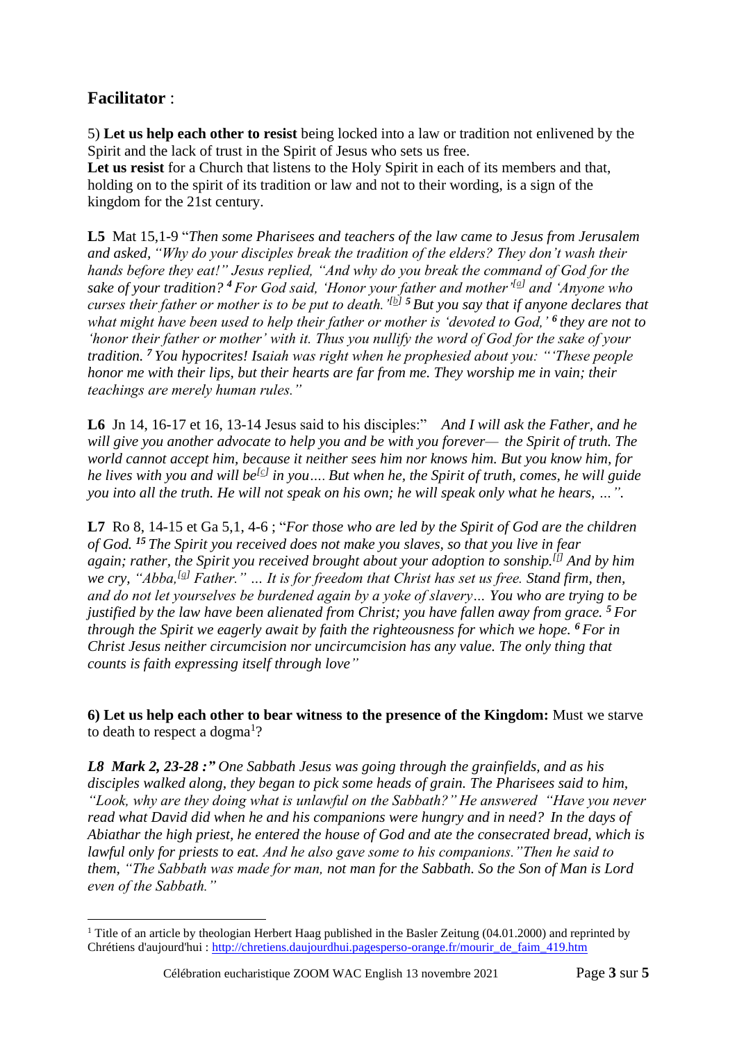## **Facilitator** :

5) **Let us help each other to resist** being locked into a law or tradition not enlivened by the Spirit and the lack of trust in the Spirit of Jesus who sets us free.
**Let us resist** for a Church that listens to the Holy Spirit in each of its members and that, holding on to the spirit of its tradition or law and not to their wording, is a sign of the kingdom for the 21st century.

**L5** Mat 15,1-9 "*Then some Pharisees and teachers of the law came to Jesus from Jerusalem and asked, "Why do your disciples break the tradition of the elders? They don't wash their hands before they eat!" Jesus replied, "And why do you break the command of God for the sake of your tradition? **4** For God said, 'Honor your father and mother'[a] and 'Anyone who curses their father or mother is to be put to death.'[b] **5** But you say that if anyone declares that what might have been used to help their father or mother is 'devoted to God,' **6** they are not to 'honor their father or mother' with it. Thus you nullify the word of God for the sake of your tradition. **7** You hypocrites! Isaiah was right when he prophesied about you: "'These people honor me with their lips, but their hearts are far from me. They worship me in vain; their teachings are merely human rules."*

**L6** Jn 14, 16-17 et 16, 13-14 Jesus said to his disciples:" *And I will ask the Father, and he will give you another advocate to help you and be with you forever— the Spirit of truth. The world cannot accept him, because it neither sees him nor knows him. But you know him, for he lives with you and will be[c] in you…. But when he, the Spirit of truth, comes, he will guide you into all the truth. He will not speak on his own; he will speak only what he hears, …".*

**L7** Ro 8, 14-15 et Ga 5,1, 4-6 ; "*For those who are led by the Spirit of God are the children of God. **15** The Spirit you received does not make you slaves, so that you live in fear again; rather, the Spirit you received brought about your adoption to sonship.[f] And by him we cry, "Abba,[g] Father." … It is for freedom that Christ has set us free. Stand firm, then, and do not let yourselves be burdened again by a yoke of slavery… You who are trying to be justified by the law have been alienated from Christ; you have fallen away from grace. **5** For through the Spirit we eagerly await by faith the righteousness for which we hope. **6** For in Christ Jesus neither circumcision nor uncircumcision has any value. The only thing that counts is faith expressing itself through love"*

**6) Let us help each other to bear witness to the presence of the Kingdom:** Must we starve to death to respect a dogma[1]?

***L8 Mark 2, 23-28 :"*** *One Sabbath Jesus was going through the grainfields, and as his disciples walked along, they began to pick some heads of grain. The Pharisees said to him, "Look, why are they doing what is unlawful on the Sabbath?" He answered "Have you never read what David did when he and his companions were hungry and in need? In the days of Abiathar the high priest, he entered the house of God and ate the consecrated bread, which is lawful only for priests to eat. And he also gave some to his companions."Then he said to them, "The Sabbath was made for man, not man for the Sabbath. So the Son of Man is Lord even of the Sabbath."*

[1] Title of an article by theologian Herbert Haag published in the Basler Zeitung (04.01.2000) and reprinted by Chrétiens d'aujourd'hui : http://chretiens.daujourdhui.pagesperso-orange.fr/mourir_de_faim_419.htm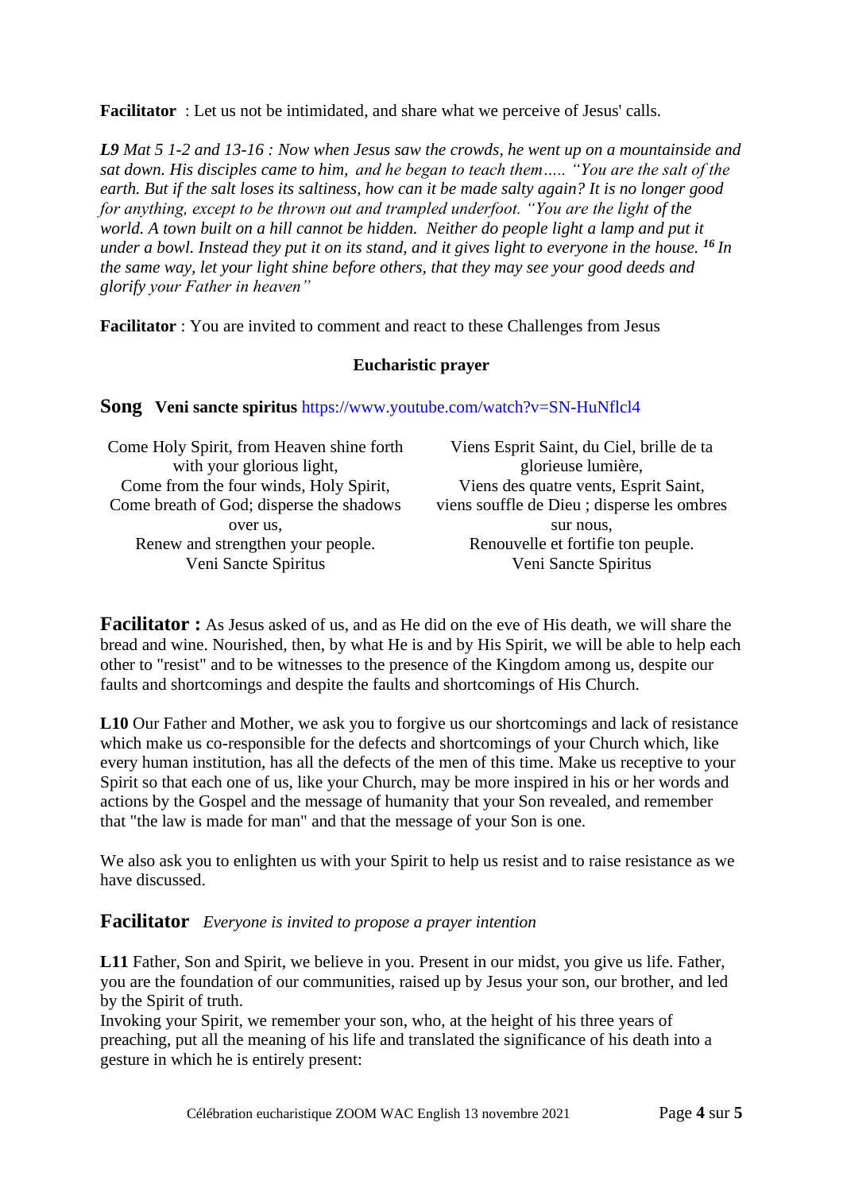**Facilitator** : Let us not be intimidated, and share what we perceive of Jesus' calls.

***L9** Mat 5 1-2 and 13-16 : Now when Jesus saw the crowds, he went up on a mountainside and sat down. His disciples came to him, and he began to teach them….. "You are the salt of the earth. But if the salt loses its saltiness, how can it be made salty again? It is no longer good for anything, except to be thrown out and trampled underfoot. "You are the light of the world. A town built on a hill cannot be hidden. Neither do people light a lamp and put it under a bowl. Instead they put it on its stand, and it gives light to everyone in the house. **16** In the same way, let your light shine before others, that they may see your good deeds and glorify your Father in heaven"*

**Facilitator** : You are invited to comment and react to these Challenges from Jesus

### Eucharistic prayer

**Song** **Veni sancte spiritus** https://www.youtube.com/watch?v=SN-HuNflcl4

Come Holy Spirit, from Heaven shine forth with your glorious light,
Come from the four winds, Holy Spirit,
Come breath of God; disperse the shadows over us,
Renew and strengthen your people.
Veni Sancte Spiritus

Viens Esprit Saint, du Ciel, brille de ta glorieuse lumière,
Viens des quatre vents, Esprit Saint,
viens souffle de Dieu ; disperse les ombres sur nous,
Renouvelle et fortifie ton peuple.
Veni Sancte Spiritus

**Facilitator :** As Jesus asked of us, and as He did on the eve of His death, we will share the bread and wine. Nourished, then, by what He is and by His Spirit, we will be able to help each other to "resist" and to be witnesses to the presence of the Kingdom among us, despite our faults and shortcomings and despite the faults and shortcomings of His Church.

**L10** Our Father and Mother, we ask you to forgive us our shortcomings and lack of resistance which make us co-responsible for the defects and shortcomings of your Church which, like every human institution, has all the defects of the men of this time. Make us receptive to your Spirit so that each one of us, like your Church, may be more inspired in his or her words and actions by the Gospel and the message of humanity that your Son revealed, and remember that "the law is made for man" and that the message of your Son is one.

We also ask you to enlighten us with your Spirit to help us resist and to raise resistance as we have discussed.

**Facilitator** *Everyone is invited to propose a prayer intention*

**L11** Father, Son and Spirit, we believe in you. Present in our midst, you give us life. Father, you are the foundation of our communities, raised up by Jesus your son, our brother, and led by the Spirit of truth.
Invoking your Spirit, we remember your son, who, at the height of his three years of preaching, put all the meaning of his life and translated the significance of his death into a gesture in which he is entirely present: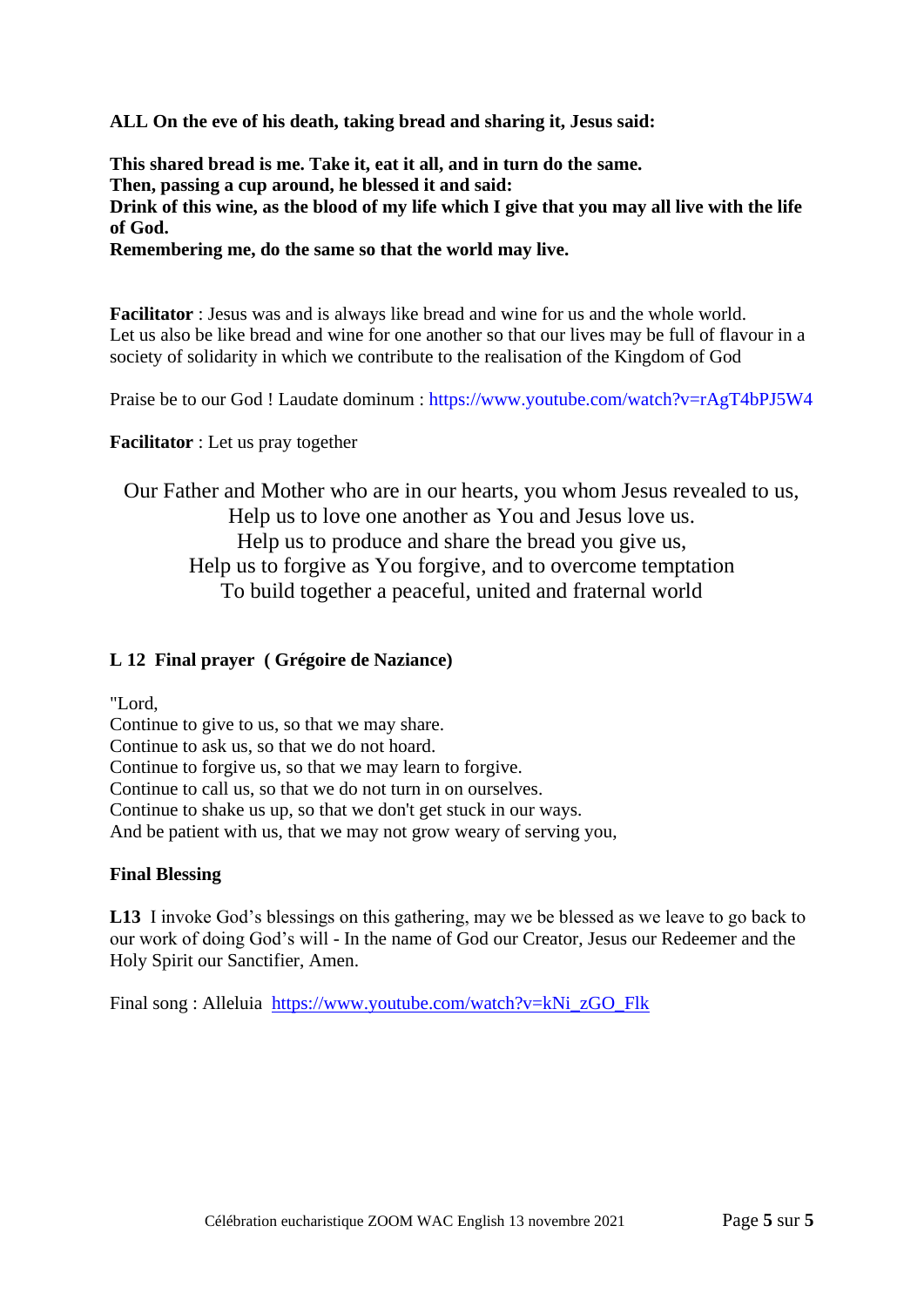**ALL On the eve of his death, taking bread and sharing it, Jesus said:**

**This shared bread is me. Take it, eat it all, and in turn do the same.**
**Then, passing a cup around, he blessed it and said:**
**Drink of this wine, as the blood of my life which I give that you may all live with the life of God.**
**Remembering me, do the same so that the world may live.**

**Facilitator** : Jesus was and is always like bread and wine for us and the whole world.
Let us also be like bread and wine for one another so that our lives may be full of flavour in a society of solidarity in which we contribute to the realisation of the Kingdom of God

Praise be to our God ! Laudate dominum : https://www.youtube.com/watch?v=rAgT4bPJ5W4

**Facilitator** : Let us pray together

Our Father and Mother who are in our hearts, you whom Jesus revealed to us,
Help us to love one another as You and Jesus love us.
Help us to produce and share the bread you give us,
Help us to forgive as You forgive, and to overcome temptation
To build together a peaceful, united and fraternal world

**L 12 Final prayer ( Grégoire de Naziance)**

"Lord,
Continue to give to us, so that we may share.
Continue to ask us, so that we do not hoard.
Continue to forgive us, so that we may learn to forgive.
Continue to call us, so that we do not turn in on ourselves.
Continue to shake us up, so that we don't get stuck in our ways.
And be patient with us, that we may not grow weary of serving you,

**Final Blessing**

**L13** I invoke God's blessings on this gathering, may we be blessed as we leave to go back to our work of doing God's will - In the name of God our Creator, Jesus our Redeemer and the Holy Spirit our Sanctifier, Amen.

Final song : Alleluia https://www.youtube.com/watch?v=kNi_zGO_Flk